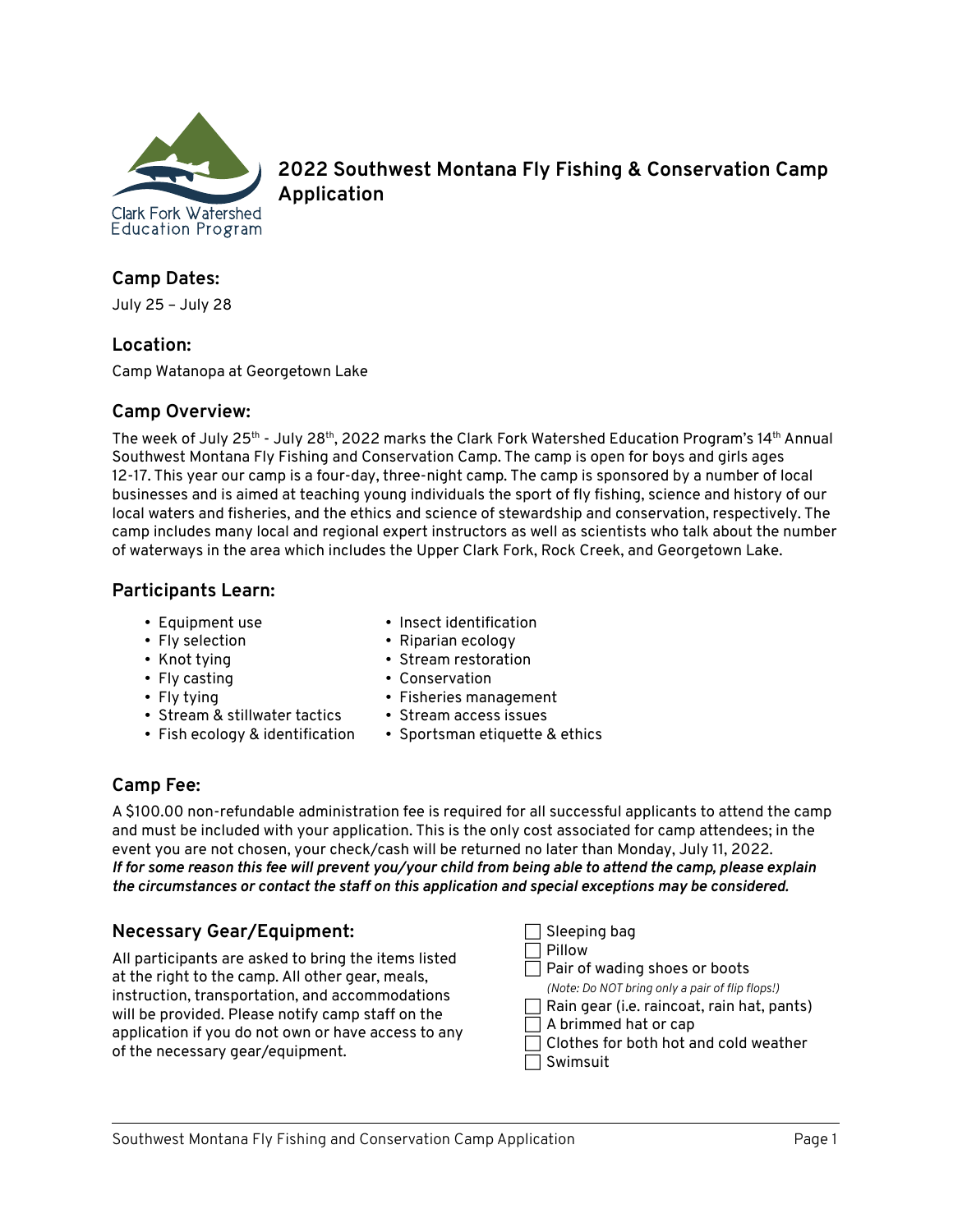Clark Fork Watershed Education Program

# 2022 Southwest Montana Fly Fishing & Conservation Camp Application

## Camp Dates:

July 25 – July 28

## Location:

Camp Watanopa at Georgetown Lake

## Camp Overview:

The week of July 25th - July 28th, 2022 marks the Clark Fork Watershed Education Program's 14th Annual Southwest Montana Fly Fishing and Conservation Camp. The camp is open for boys and girls ages 12-17. This year our camp is a four-day, three-night camp. The camp is sponsored by a number of local businesses and is aimed at teaching young individuals the sport of fly fishing, science and history of our local waters and fisheries, and the ethics and science of stewardship and conservation, respectively. The camp includes many local and regional expert instructors as well as scientists who talk about the number of waterways in the area which includes the Upper Clark Fork, Rock Creek, and Georgetown Lake.

## Participants Learn:

- Equipment use
- Fly selection
- Knot tying
- Fly casting
- Fly tying
- Stream & stillwater tactics
- Fish ecology & identification
- Insect identification
- Riparian ecology
- Stream restoration
- Conservation
- Fisheries management
- Stream access issues
- Sportsman etiquette & ethics

## Camp Fee:

A $100.00 non-refundable administration fee is required for all successful applicants to attend the camp and must be included with your application. This is the only cost associated for camp attendees; in the event you are not chosen, your check/cash will be returned no later than Monday, July 11, 2022. ***If for some reason this fee will prevent you/your child from being able to attend the camp, please explain the circumstances or contact the staff on this application and special exceptions may be considered.***

## Necessary Gear/Equipment:

All participants are asked to bring the items listed at the right to the camp. All other gear, meals, instruction, transportation, and accommodations will be provided. Please notify camp staff on the application if you do not own or have access to any of the necessary gear/equipment.

- ☐ Sleeping bag
- ☐ Pillow
- ☐ Pair of wading shoes or boots
  *(Note: Do NOT bring only a pair of flip flops!)*
- ☐ Rain gear (i.e. raincoat, rain hat, pants)
- ☐ A brimmed hat or cap
- ☐ Clothes for both hot and cold weather
- ☐ Swimsuit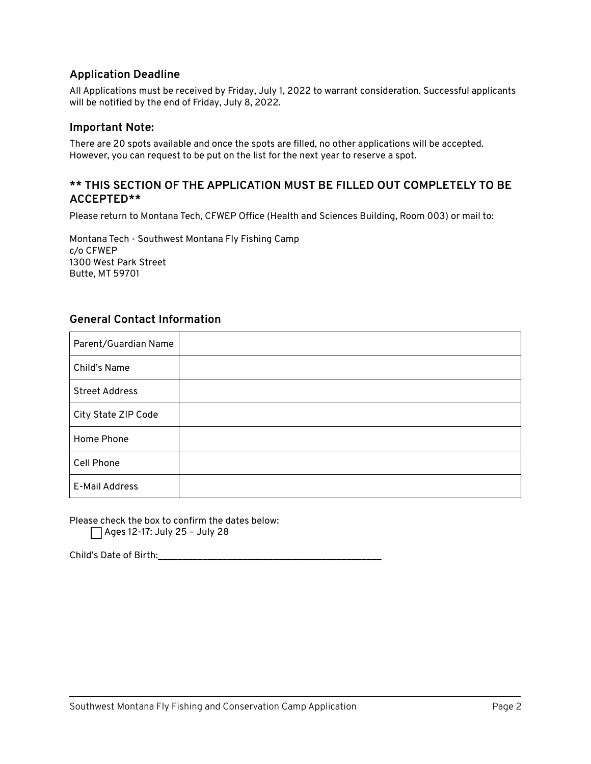### Application Deadline

All Applications must be received by Friday, July 1, 2022 to warrant consideration. Successful applicants will be notified by the end of Friday, July 8, 2022.

### Important Note:

There are 20 spots available and once the spots are filled, no other applications will be accepted. However, you can request to be put on the list for the next year to reserve a spot.

### ** THIS SECTION OF THE APPLICATION MUST BE FILLED OUT COMPLETELY TO BE ACCEPTED**

Please return to Montana Tech, CFWEP Office (Health and Sciences Building, Room 003) or mail to:

Montana Tech - Southwest Montana Fly Fishing Camp
c/o CFWEP
1300 West Park Street
Butte, MT 59701

### General Contact Information

| Parent/Guardian Name | |
|---|---|
| Child's Name | |
| Street Address | |
| City State ZIP Code | |
| Home Phone | |
| Cell Phone | |
| E-Mail Address | |

Please check the box to confirm the dates below:

☐ Ages 12-17: July 25 – July 28

Child's Date of Birth:________________________________________________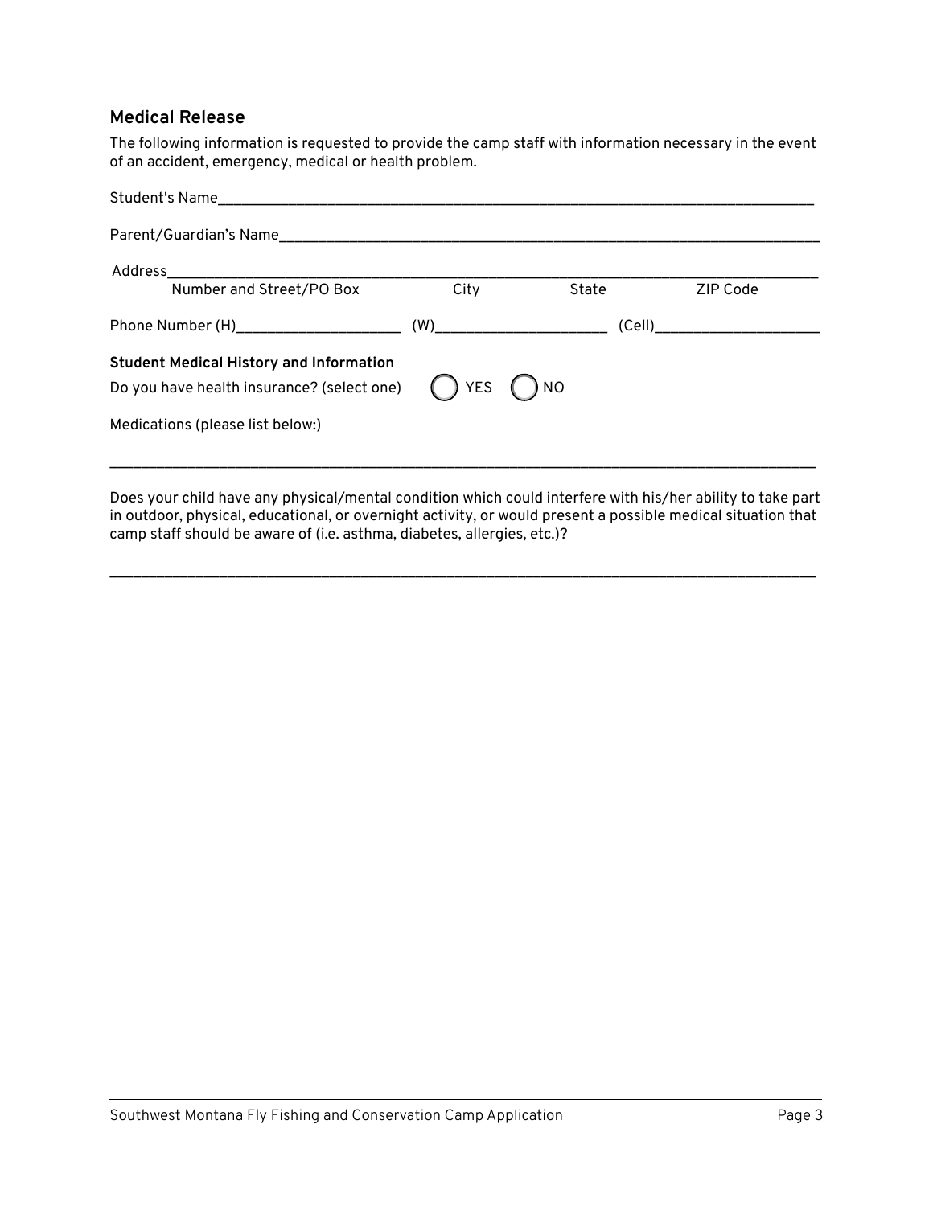## Medical Release

The following information is requested to provide the camp staff with information necessary in the event of an accident, emergency, medical or health problem.

Student's Name_______________________________________________________________________________

Parent/Guardian's Name_______________________________________________________________________

Address_______________________________________________________________________________________
Number and Street/PO Box City State ZIP Code

Phone Number (H)____________________ (W)______________________ (Cell)_____________________

**Student Medical History and Information**

Do you have health insurance? (select one) ◯ YES ◯ NO

Medications (please list below:)

______________________________________________________________________________________________

Does your child have any physical/mental condition which could interfere with his/her ability to take part in outdoor, physical, educational, or overnight activity, or would present a possible medical situation that camp staff should be aware of (i.e. asthma, diabetes, allergies, etc.)?

______________________________________________________________________________________________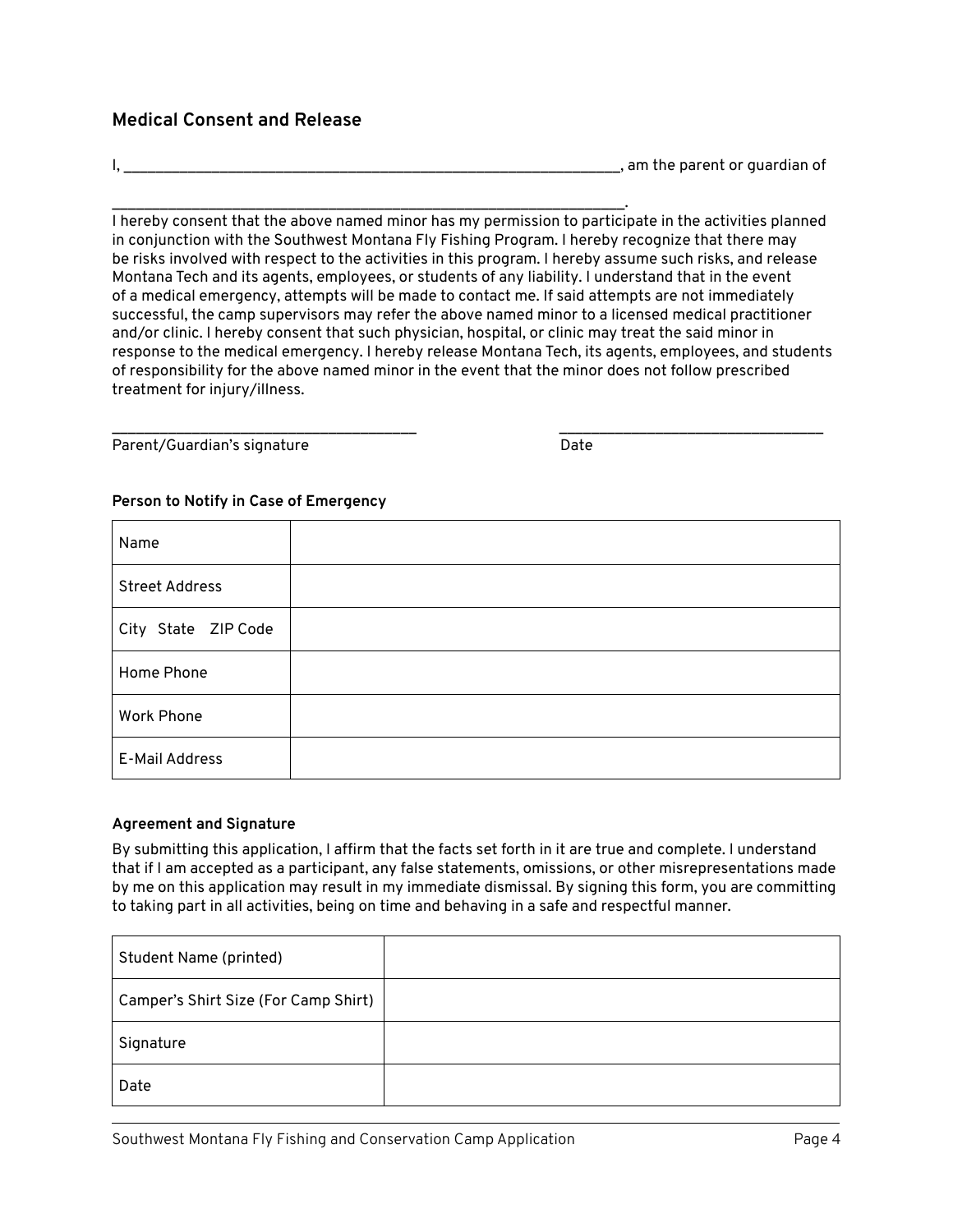## Medical Consent and Release

I, ______________________________________________________________, am the parent or guardian of

_________________________________________________________________.

I hereby consent that the above named minor has my permission to participate in the activities planned in conjunction with the Southwest Montana Fly Fishing Program. I hereby recognize that there may be risks involved with respect to the activities in this program. I hereby assume such risks, and release Montana Tech and its agents, employees, or students of any liability. I understand that in the event of a medical emergency, attempts will be made to contact me. If said attempts are not immediately successful, the camp supervisors may refer the above named minor to a licensed medical practitioner and/or clinic. I hereby consent that such physician, hospital, or clinic may treat the said minor in response to the medical emergency. I hereby release Montana Tech, its agents, employees, and students of responsibility for the above named minor in the event that the minor does not follow prescribed treatment for injury/illness.

____________________________________ &nbsp;&nbsp;&nbsp;&nbsp;&nbsp;&nbsp;&nbsp;&nbsp;&nbsp;&nbsp; ________________________________

Parent/Guardian's signature &nbsp;&nbsp;&nbsp;&nbsp;&nbsp;&nbsp;&nbsp;&nbsp;&nbsp;&nbsp;&nbsp;&nbsp;&nbsp;&nbsp;&nbsp;&nbsp;&nbsp;&nbsp;&nbsp;&nbsp;&nbsp;&nbsp;&nbsp;&nbsp;&nbsp; Date

**Person to Notify in Case of Emergency**

| | |
|---|---|
| Name | |
| Street Address | |
| City State ZIP Code | |
| Home Phone | |
| Work Phone | |
| E-Mail Address | |

**Agreement and Signature**

By submitting this application, I affirm that the facts set forth in it are true and complete. I understand that if I am accepted as a participant, any false statements, omissions, or other misrepresentations made by me on this application may result in my immediate dismissal. By signing this form, you are committing to taking part in all activities, being on time and behaving in a safe and respectful manner.

| | |
|---|---|
| Student Name (printed) | |
| Camper's Shirt Size (For Camp Shirt) | |
| Signature | |
| Date | |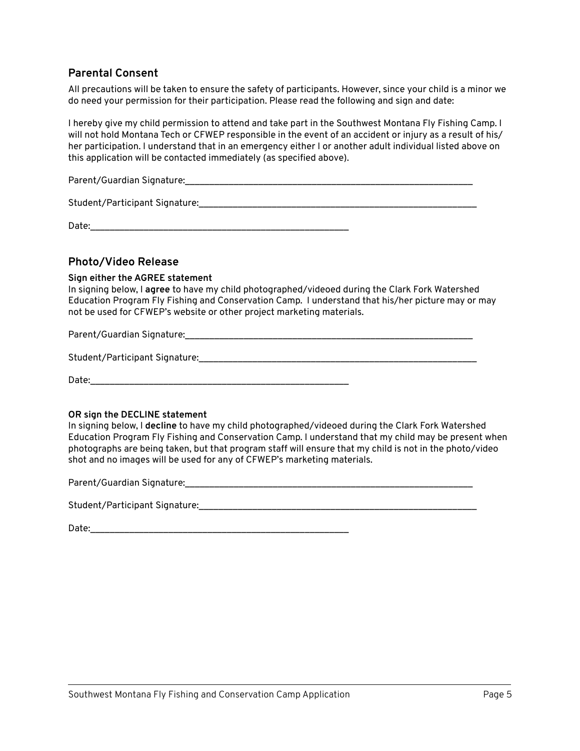## Parental Consent

All precautions will be taken to ensure the safety of participants. However, since your child is a minor we do need your permission for their participation. Please read the following and sign and date:

I hereby give my child permission to attend and take part in the Southwest Montana Fly Fishing Camp. I will not hold Montana Tech or CFWEP responsible in the event of an accident or injury as a result of his/her participation. I understand that in an emergency either I or another adult individual listed above on this application will be contacted immediately (as specified above).

Parent/Guardian Signature:_______________________________________________

Student/Participant Signature:_____________________________________________

Date:_________________________________________

## Photo/Video Release

**Sign either the AGREE statement**

In signing below, I **agree** to have my child photographed/videoed during the Clark Fork Watershed Education Program Fly Fishing and Conservation Camp. I understand that his/her picture may or may not be used for CFWEP's website or other project marketing materials.

Parent/Guardian Signature:_______________________________________________

Student/Participant Signature:_____________________________________________

Date:_________________________________________

**OR sign the DECLINE statement**

In signing below, I **decline** to have my child photographed/videoed during the Clark Fork Watershed Education Program Fly Fishing and Conservation Camp. I understand that my child may be present when photographs are being taken, but that program staff will ensure that my child is not in the photo/video shot and no images will be used for any of CFWEP's marketing materials.

Parent/Guardian Signature:_______________________________________________

Student/Participant Signature:_____________________________________________

Date:_________________________________________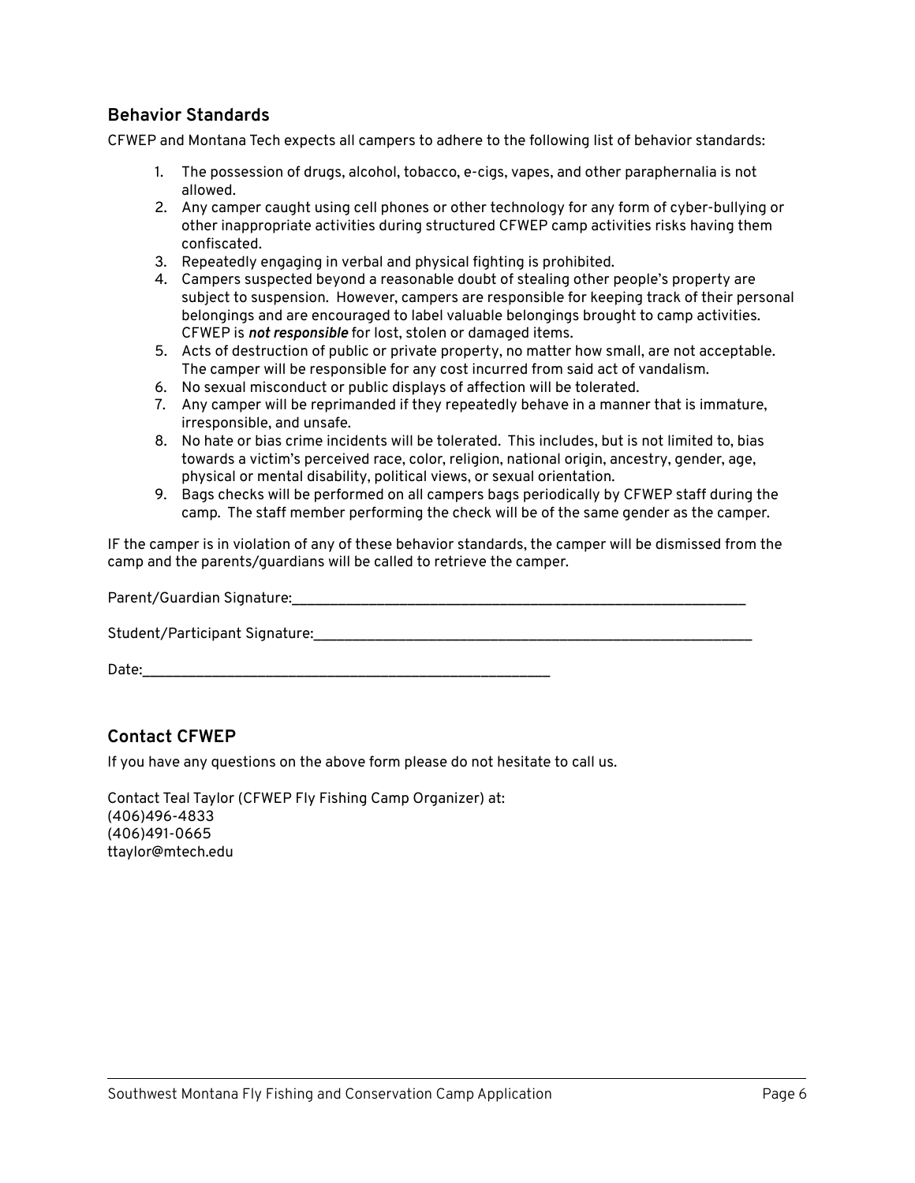## Behavior Standards

CFWEP and Montana Tech expects all campers to adhere to the following list of behavior standards:

1. The possession of drugs, alcohol, tobacco, e-cigs, vapes, and other paraphernalia is not allowed.
2. Any camper caught using cell phones or other technology for any form of cyber-bullying or other inappropriate activities during structured CFWEP camp activities risks having them confiscated.
3. Repeatedly engaging in verbal and physical fighting is prohibited.
4. Campers suspected beyond a reasonable doubt of stealing other people's property are subject to suspension. However, campers are responsible for keeping track of their personal belongings and are encouraged to label valuable belongings brought to camp activities. CFWEP is ***not responsible*** for lost, stolen or damaged items.
5. Acts of destruction of public or private property, no matter how small, are not acceptable. The camper will be responsible for any cost incurred from said act of vandalism.
6. No sexual misconduct or public displays of affection will be tolerated.
7. Any camper will be reprimanded if they repeatedly behave in a manner that is immature, irresponsible, and unsafe.
8. No hate or bias crime incidents will be tolerated. This includes, but is not limited to, bias towards a victim's perceived race, color, religion, national origin, ancestry, gender, age, physical or mental disability, political views, or sexual orientation.
9. Bags checks will be performed on all campers bags periodically by CFWEP staff during the camp. The staff member performing the check will be of the same gender as the camper.

IF the camper is in violation of any of these behavior standards, the camper will be dismissed from the camp and the parents/guardians will be called to retrieve the camper.

Parent/Guardian Signature:____________________________________________________________

Student/Participant Signature:__________________________________________________________

Date:______________________________________________________

## Contact CFWEP

If you have any questions on the above form please do not hesitate to call us.

Contact Teal Taylor (CFWEP Fly Fishing Camp Organizer) at:
(406)496-4833
(406)491-0665
ttaylor@mtech.edu